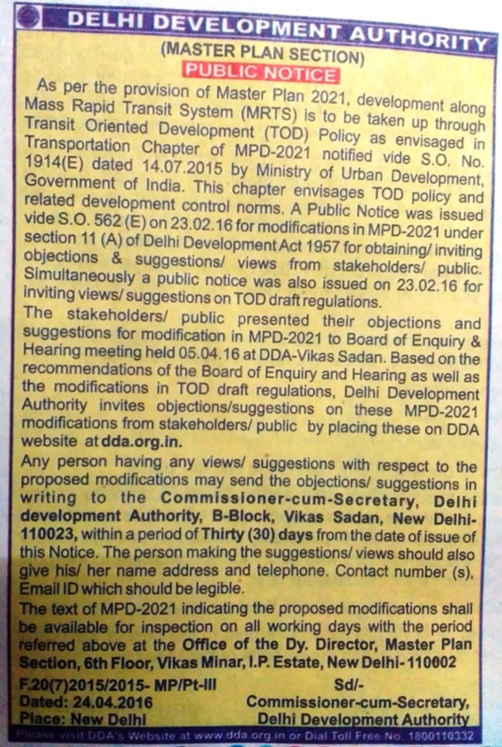# DELHI DEVELOPMENT AUTHORITY

## (MASTER PLAN SECTION)

### PUBLIC NOTICE

As per the provision of Master Plan 2021, development along Mass Rapid Transit System (MRTS) is to be taken up through Transit Oriented Development (TOD) Policy as envisaged in Transportation Chapter of MPD-2021 notified vide S.O. No. 1914(E) dated 14.07.2015 by Ministry of Urban Development, Government of India. This chapter envisages TOD policy and related development control norms. A Public Notice was issued vide S.O. 562 (E) on 23.02.16 for modifications in MPD-2021 under section 11 (A) of Delhi Development Act 1957 for obtaining/ inviting objections & suggestions/ views from stakeholders/ public. Simultaneously a public notice was also issued on 23.02.16 for inviting views/ suggestions on TOD draft regulations.

The stakeholders/ public presented their objections and suggestions for modification in MPD-2021 to Board of Enquiry & Hearing meeting held 05.04.16 at DDA-Vikas Sadan. Based on the recommendations of the Board of Enquiry and Hearing as well as the modifications in TOD draft regulations, Delhi Development Authority invites objections/suggestions on these MPD-2021 modifications from stakeholders/ public by placing these on DDA website at **dda.org.in.**

Any person having any views/ suggestions with respect to the proposed modifications may send the objections/ suggestions in writing to the **Commissioner-cum-Secretary, Delhi development Authority, B-Block, Vikas Sadan, New Delhi-110023,** within a period of **Thirty (30) days** from the date of issue of this Notice. The person making the suggestions/ views should also give his/ her name address and telephone. Contact number (s), Email ID which should be legible.

The text of MPD-2021 indicating the proposed modifications shall be available for inspection on all working days with the period referred above at the **Office of the Dy. Director, Master Plan Section, 6th Floor, Vikas Minar, I.P. Estate, New Delhi-110002**

**F.20(7)2015/2015- MP/Pt-III**
**Dated: 24.04.2016**
**Place: New Delhi**

Sd/-
**Commissioner-cum-Secretary,**
**Delhi Development Authority**

Please visit DDA's Website at www.dda.org.in or Dial Toll Free No. 1800110332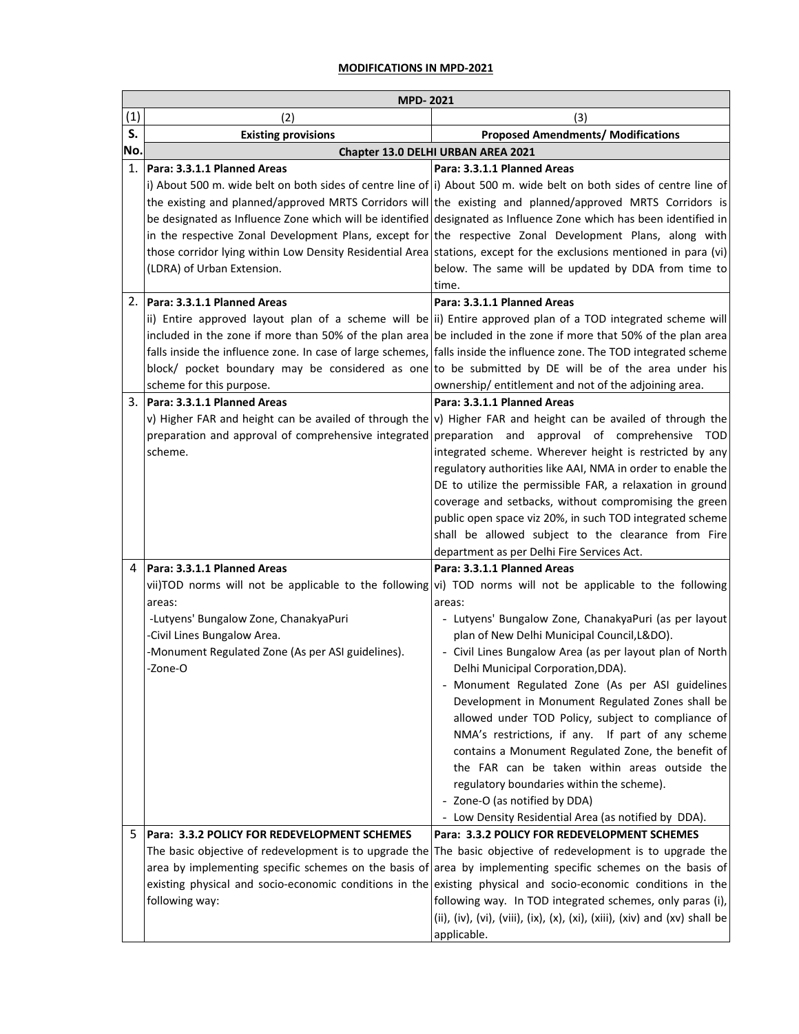## MODIFICATIONS IN MPD-2021

| MPD- 2021 | | |
|---|---|---|
| (1) | (2) | (3) |
| S. No. | **Existing provisions** | **Proposed Amendments/ Modifications** |
| | **Chapter 13.0 DELHI URBAN AREA 2021** | |
| 1. | **Para: 3.3.1.1 Planned Areas**<br>i) About 500 m. wide belt on both sides of centre line of the existing and planned/approved MRTS Corridors will be designated as Influence Zone which will be identified in the respective Zonal Development Plans, except for those corridor lying within Low Density Residential Area (LDRA) of Urban Extension. | **Para: 3.3.1.1 Planned Areas**<br>i) About 500 m. wide belt on both sides of centre line of the existing and planned/approved MRTS Corridors is designated as Influence Zone which has been identified in the respective Zonal Development Plans, along with stations, except for the exclusions mentioned in para (vi) below. The same will be updated by DDA from time to time. |
| 2. | **Para: 3.3.1.1 Planned Areas**<br>ii) Entire approved layout plan of a scheme will be included in the zone if more than 50% of the plan area falls inside the influence zone. In case of large schemes, block/ pocket boundary may be considered as one scheme for this purpose. | **Para: 3.3.1.1 Planned Areas**<br>ii) Entire approved plan of a TOD integrated scheme will be included in the zone if more that 50% of the plan area falls inside the influence zone. The TOD integrated scheme to be submitted by DE will be of the area under his ownership/ entitlement and not of the adjoining area. |
| 3. | **Para: 3.3.1.1 Planned Areas**<br>v) Higher FAR and height can be availed of through the preparation and approval of comprehensive integrated scheme. | **Para: 3.3.1.1 Planned Areas**<br>v) Higher FAR and height can be availed of through the preparation and approval of comprehensive TOD integrated scheme. Wherever height is restricted by any regulatory authorities like AAI, NMA in order to enable the DE to utilize the permissible FAR, a relaxation in ground coverage and setbacks, without compromising the green public open space viz 20%, in such TOD integrated scheme shall be allowed subject to the clearance from Fire department as per Delhi Fire Services Act. |
| 4 | **Para: 3.3.1.1 Planned Areas**<br>vii)TOD norms will not be applicable to the following areas:<br>-Lutyens' Bungalow Zone, ChanakyaPuri<br>-Civil Lines Bungalow Area.<br>-Monument Regulated Zone (As per ASI guidelines).<br>-Zone-O | **Para: 3.3.1.1 Planned Areas**<br>vi) TOD norms will not be applicable to the following areas:<br>- Lutyens' Bungalow Zone, ChanakyaPuri (as per layout plan of New Delhi Municipal Council,L&DO).<br>- Civil Lines Bungalow Area (as per layout plan of North Delhi Municipal Corporation,DDA).<br>- Monument Regulated Zone (As per ASI guidelines Development in Monument Regulated Zones shall be allowed under TOD Policy, subject to compliance of NMA's restrictions, if any. If part of any scheme contains a Monument Regulated Zone, the benefit of the FAR can be taken within areas outside the regulatory boundaries within the scheme).<br>- Zone-O (as notified by DDA)<br>- Low Density Residential Area (as notified by DDA). |
| 5 | **Para: 3.3.2 POLICY FOR REDEVELOPMENT SCHEMES**<br>The basic objective of redevelopment is to upgrade the area by implementing specific schemes on the basis of existing physical and socio-economic conditions in the following way: | **Para: 3.3.2 POLICY FOR REDEVELOPMENT SCHEMES**<br>The basic objective of redevelopment is to upgrade the area by implementing specific schemes on the basis of existing physical and socio-economic conditions in the following way. In TOD integrated schemes, only paras (i), (ii), (iv), (vi), (viii), (ix), (x), (xi), (xiii), (xiv) and (xv) shall be applicable. |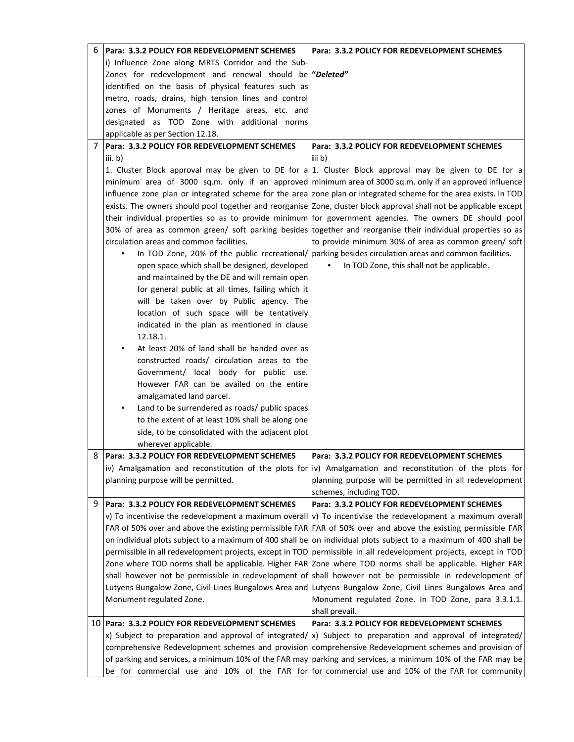| | | |
|---|---|---|
| 6 | **Para: 3.3.2 POLICY FOR REDEVELOPMENT SCHEMES**<br>i) Influence Zone along MRTS Corridor and the Sub-Zones for redevelopment and renewal should be identified on the basis of physical features such as metro, roads, drains, high tension lines and control zones of Monuments / Heritage areas, etc. and designated as TOD Zone with additional norms applicable as per Section 12.18. | **Para: 3.3.2 POLICY FOR REDEVELOPMENT SCHEMES**<br>***"Deleted"*** |
| 7 | **Para: 3.3.2 POLICY FOR REDEVELOPMENT SCHEMES**<br>iii. b)<br>1. Cluster Block approval may be given to DE for a minimum area of 3000 sq.m. only if an approved influence zone plan or integrated scheme for the area exists. The owners should pool together and reorganise their individual properties so as to provide minimum 30% of area as common green/ soft parking besides circulation areas and common facilities.<br>• In TOD Zone, 20% of the public recreational/ open space which shall be designed, developed and maintained by the DE and will remain open for general public at all times, failing which it will be taken over by Public agency. The location of such space will be tentatively indicated in the plan as mentioned in clause 12.18.1.<br>• At least 20% of land shall be handed over as constructed roads/ circulation areas to the Government/ local body for public use. However FAR can be availed on the entire amalgamated land parcel.<br>• Land to be surrendered as roads/ public spaces to the extent of at least 10% shall be along one side, to be consolidated with the adjacent plot wherever applicable. | **Para: 3.3.2 POLICY FOR REDEVELOPMENT SCHEMES**<br>iii b)<br>1. Cluster Block approval may be given to DE for a minimum area of 3000 sq.m. only if an approved influence zone plan or integrated scheme for the area exists. In TOD Zone, cluster block approval shall not be applicable except for government agencies. The owners DE should pool together and reorganise their individual properties so as to provide minimum 30% of area as common green/ soft parking besides circulation areas and common facilities.<br>• In TOD Zone, this shall not be applicable. |
| 8 | **Para: 3.3.2 POLICY FOR REDEVELOPMENT SCHEMES**<br>iv) Amalgamation and reconstitution of the plots for planning purpose will be permitted. | **Para: 3.3.2 POLICY FOR REDEVELOPMENT SCHEMES**<br>iv) Amalgamation and reconstitution of the plots for planning purpose will be permitted in all redevelopment schemes, including TOD. |
| 9 | **Para: 3.3.2 POLICY FOR REDEVELOPMENT SCHEMES**<br>v) To incentivise the redevelopment a maximum overall FAR of 50% over and above the existing permissible FAR on individual plots subject to a maximum of 400 shall be permissible in all redevelopment projects, except in TOD Zone where TOD norms shall be applicable. Higher FAR shall however not be permissible in redevelopment of Lutyens Bungalow Zone, Civil Lines Bungalows Area and Monument regulated Zone. | **Para: 3.3.2 POLICY FOR REDEVELOPMENT SCHEMES**<br>v) To incentivise the redevelopment a maximum overall FAR of 50% over and above the existing permissible FAR on individual plots subject to a maximum of 400 shall be permissible in all redevelopment projects, except in TOD Zone where TOD norms shall be applicable. Higher FAR shall however not be permissible in redevelopment of Lutyens Bungalow Zone, Civil Lines Bungalows Area and Monument regulated Zone. In TOD Zone, para 3.3.1.1. shall prevail. |
| 10 | **Para: 3.3.2 POLICY FOR REDEVELOPMENT SCHEMES**<br>x) Subject to preparation and approval of integrated/ comprehensive Redevelopment schemes and provision of parking and services, a minimum 10% of the FAR may be for commercial use and 10% of the FAR for | **Para: 3.3.2 POLICY FOR REDEVELOPMENT SCHEMES**<br>x) Subject to preparation and approval of integrated/ comprehensive Redevelopment schemes and provision of parking and services, a minimum 10% of the FAR may be for commercial use and 10% of the FAR for community |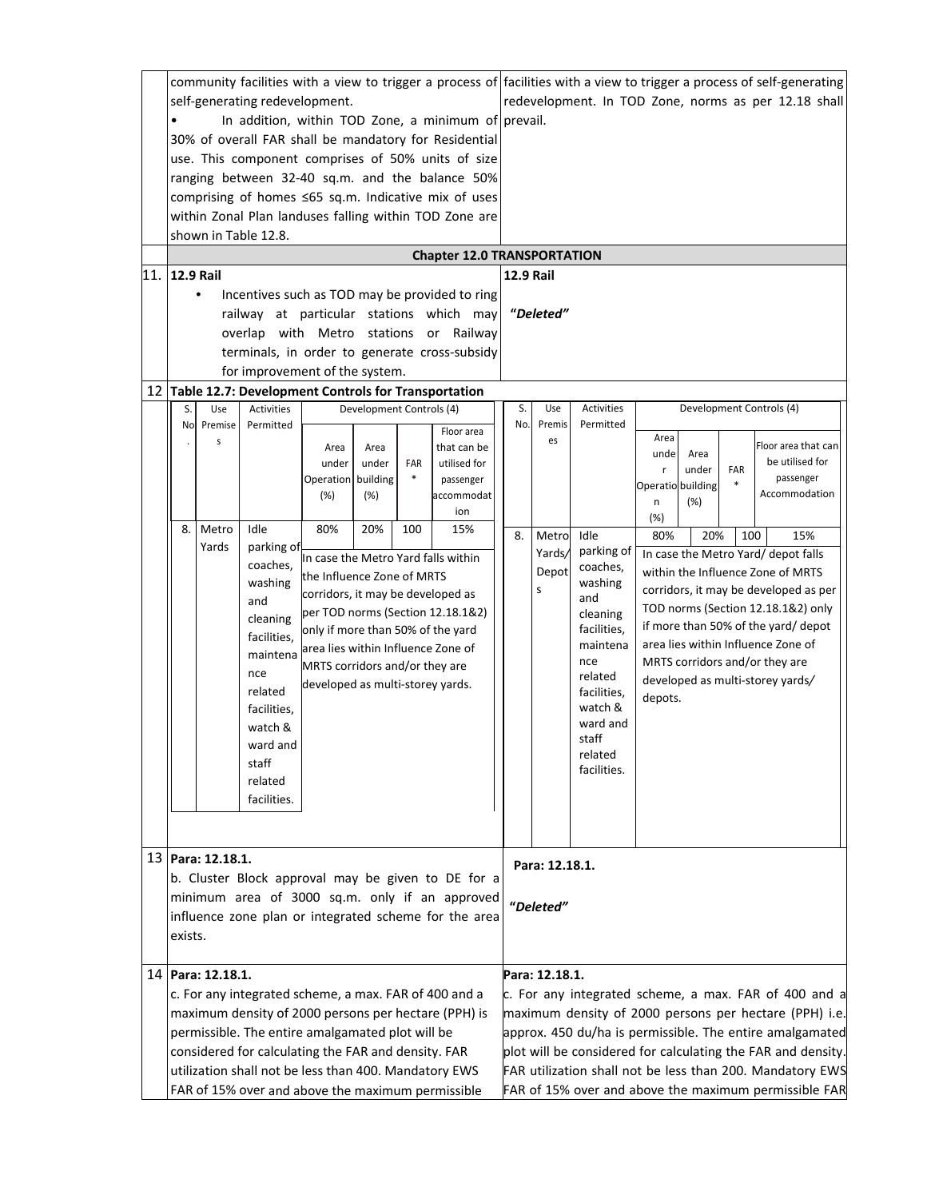| S. No. | Existing provision | Modified provision |
|---|---|---|
| | community facilities with a view to trigger a process of self-generating redevelopment.<br>• In addition, within TOD Zone, a minimum of 30% of overall FAR shall be mandatory for Residential use. This component comprises of 50% units of size ranging between 32-40 sq.m. and the balance 50% comprising of homes ≤65 sq.m. Indicative mix of uses within Zonal Plan landuses falling within TOD Zone are shown in Table 12.8. | facilities with a view to trigger a process of self-generating redevelopment. In TOD Zone, norms as per 12.18 shall prevail. |
| | **Chapter 12.0 TRANSPORTATION** | |
| 11. | **12.9 Rail**<br>• Incentives such as TOD may be provided to ring railway at particular stations which may overlap with Metro stations or Railway terminals, in order to generate cross-subsidy for improvement of the system. | **12.9 Rail**<br>***"Deleted"*** |
| 12 | **Table 12.7: Development Controls for Transportation** (see below) | |
| 13 | **Para: 12.18.1.**<br>b. Cluster Block approval may be given to DE for a minimum area of 3000 sq.m. only if an approved influence zone plan or integrated scheme for the area exists. | **Para: 12.18.1.**<br>***"Deleted"*** |
| 14 | **Para: 12.18.1.**<br>c. For any integrated scheme, a max. FAR of 400 and a maximum density of 2000 persons per hectare (PPH) is permissible. The entire amalgamated plot will be considered for calculating the FAR and density. FAR utilization shall not be less than 400. Mandatory EWS FAR of 15% over and above the maximum permissible | **Para: 12.18.1.**<br>c. For any integrated scheme, a max. FAR of 400 and a maximum density of 2000 persons per hectare (PPH) i.e. approx. 450 du/ha is permissible. The entire amalgamated plot will be considered for calculating the FAR and density. FAR utilization shall not be less than 200. Mandatory EWS FAR of 15% over and above the maximum permissible FAR |

**Table 12.7: Development Controls for Transportation** (Existing)

| S. No. | Use Premises | Activities Permitted | Development Controls (4) | | | |
|---|---|---|---|---|---|---|
| | | | Area under Operation (%) | Area under building (%) | FAR * | Floor area that can be utilised for passenger accommodation |
| 8. | Metro Yards | Idle parking of coaches, washing and cleaning facilities, maintenance related facilities, watch & ward and staff related facilities. | 80% | 20% | 100 | 15% |
| | | | In case the Metro Yard falls within the Influence Zone of MRTS corridors, it may be developed as per TOD norms (Section 12.18.1&2) only if more than 50% of the yard area lies within Influence Zone of MRTS corridors and/or they are developed as multi-storey yards. | | | |

**Table 12.7: Development Controls for Transportation** (Modified)

| S. No. | Use Premises | Activities Permitted | Development Controls (4) | | | |
|---|---|---|---|---|---|---|
| | | | Area under Operation (%) | Area under building (%) | FAR * | Floor area that can be utilised for passenger Accommodation |
| 8. | Metro Yards/ Depots | Idle parking of coaches, washing and cleaning facilities, maintenance related facilities, watch & ward and staff related facilities. | 80% | 20% | 100 | 15% |
| | | | In case the Metro Yard/ depot falls within the Influence Zone of MRTS corridors, it may be developed as per TOD norms (Section 12.18.1&2) only if more than 50% of the yard/ depot area lies within Influence Zone of MRTS corridors and/or they are developed as multi-storey yards/ depots. | | | |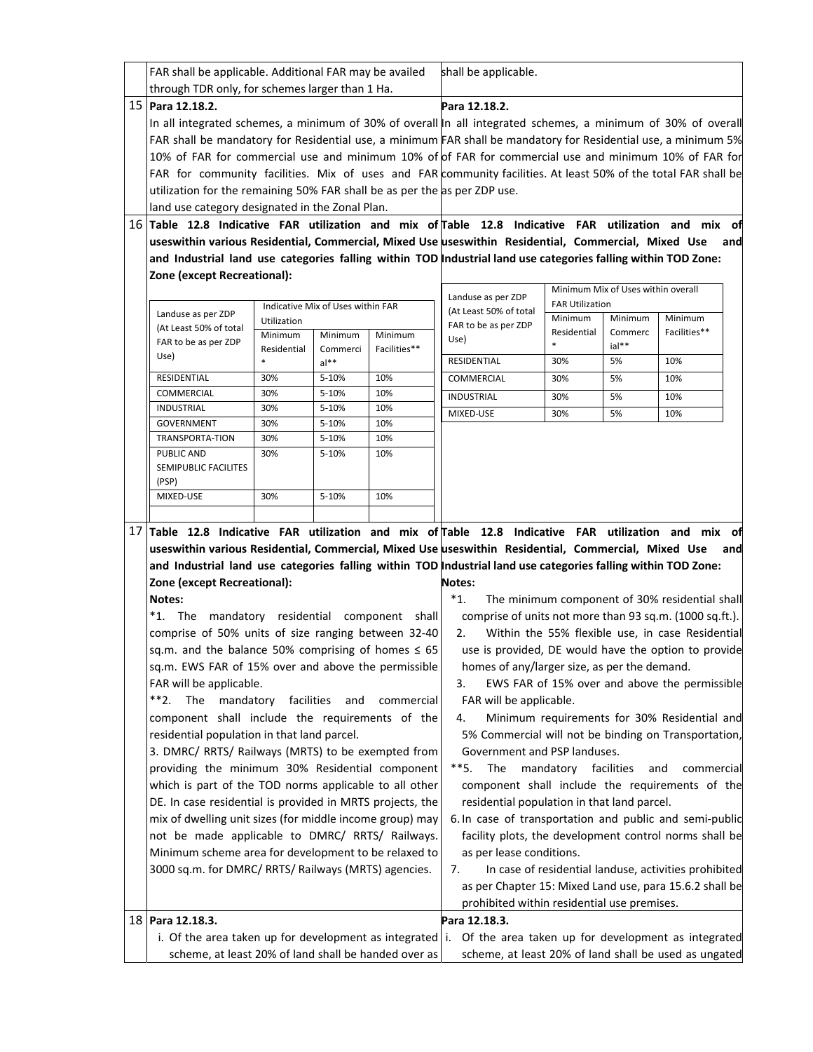| | | |
|---|---|---|
| | FAR shall be applicable. Additional FAR may be availed through TDR only, for schemes larger than 1 Ha. | shall be applicable. |
| 15 | **Para 12.18.2.**<br>In all integrated schemes, a minimum of 30% of overall FAR shall be mandatory for Residential use, a minimum 10% of FAR for commercial use and minimum 10% of FAR for community facilities. Mix of uses and FAR utilization for the remaining 50% FAR shall be as per the land use category designated in the Zonal Plan. | **Para 12.18.2.**<br>In all integrated schemes, a minimum of 30% of overall FAR shall be mandatory for Residential use, a minimum 5% of FAR for commercial use and minimum 10% of FAR for community facilities. At least 50% of the total FAR shall be as per ZDP use. |
| 16 | **Table 12.8 Indicative FAR utilization and mix of useswithin various Residential, Commercial, Mixed Use and Industrial land use categories falling within TOD Zone (except Recreational):** | **Table 12.8 Indicative FAR utilization and mix of useswithin Residential, Commercial, Mixed Use and Industrial land use categories falling within TOD Zone:** |

Table (left column, item 16):

| Landuse as per ZDP (At Least 50% of total FAR to be as per ZDP Use) | Indicative Mix of Uses within FAR Utilization | | |
|---|---|---|---|
| | Minimum Residential * | Minimum Commercial** | Minimum Facilities** |
| RESIDENTIAL | 30% | 5-10% | 10% |
| COMMERCIAL | 30% | 5-10% | 10% |
| INDUSTRIAL | 30% | 5-10% | 10% |
| GOVERNMENT | 30% | 5-10% | 10% |
| TRANSPORTA-TION | 30% | 5-10% | 10% |
| PUBLIC AND SEMIPUBLIC FACILITES (PSP) | 30% | 5-10% | 10% |
| MIXED-USE | 30% | 5-10% | 10% |
| | | | |

Table (right column, item 16):

| Landuse as per ZDP (At Least 50% of total FAR to be as per ZDP Use) | Minimum Mix of Uses within overall FAR Utilization | | |
|---|---|---|---|
| | Minimum Residential * | Minimum Commercial** | Minimum Facilities** |
| RESIDENTIAL | 30% | 5% | 10% |
| COMMERCIAL | 30% | 5% | 10% |
| INDUSTRIAL | 30% | 5% | 10% |
| MIXED-USE | 30% | 5% | 10% |

| | | |
|---|---|---|
| 17 | **Table 12.8 Indicative FAR utilization and mix of useswithin various Residential, Commercial, Mixed Use and Industrial land use categories falling within TOD Zone (except Recreational):**<br>**Notes:**<br>*1. The mandatory residential component shall comprise of 50% units of size ranging between 32-40 sq.m. and the balance 50% comprising of homes ≤ 65 sq.m. EWS FAR of 15% over and above the permissible FAR will be applicable.<br>**2. The mandatory facilities and commercial component shall include the requirements of the residential population in that land parcel.<br>3. DMRC/ RRTS/ Railways (MRTS) to be exempted from providing the minimum 30% Residential component which is part of the TOD norms applicable to all other DE. In case residential is provided in MRTS projects, the mix of dwelling unit sizes (for middle income group) may not be made applicable to DMRC/ RRTS/ Railways. Minimum scheme area for development to be relaxed to 3000 sq.m. for DMRC/ RRTS/ Railways (MRTS) agencies. | **Table 12.8 Indicative FAR utilization and mix of useswithin Residential, Commercial, Mixed Use and Industrial land use categories falling within TOD Zone:**<br>**Notes:**<br>*1. The minimum component of 30% residential shall comprise of units not more than 93 sq.m. (1000 sq.ft.).<br>2. Within the 55% flexible use, in case Residential use is provided, DE would have the option to provide homes of any/larger size, as per the demand.<br>3. EWS FAR of 15% over and above the permissible FAR will be applicable.<br>4. Minimum requirements for 30% Residential and 5% Commercial will not be binding on Transportation, Government and PSP landuses.<br>**5. The mandatory facilities and commercial component shall include the requirements of the residential population in that land parcel.<br>6. In case of transportation and public and semi-public facility plots, the development control norms shall be as per lease conditions.<br>7. In case of residential landuse, activities prohibited as per Chapter 15: Mixed Land use, para 15.6.2 shall be prohibited within residential use premises. |
| 18 | **Para 12.18.3.**<br>i. Of the area taken up for development as integrated scheme, at least 20% of land shall be handed over as | **Para 12.18.3.**<br>i. Of the area taken up for development as integrated scheme, at least 20% of land shall be used as ungated |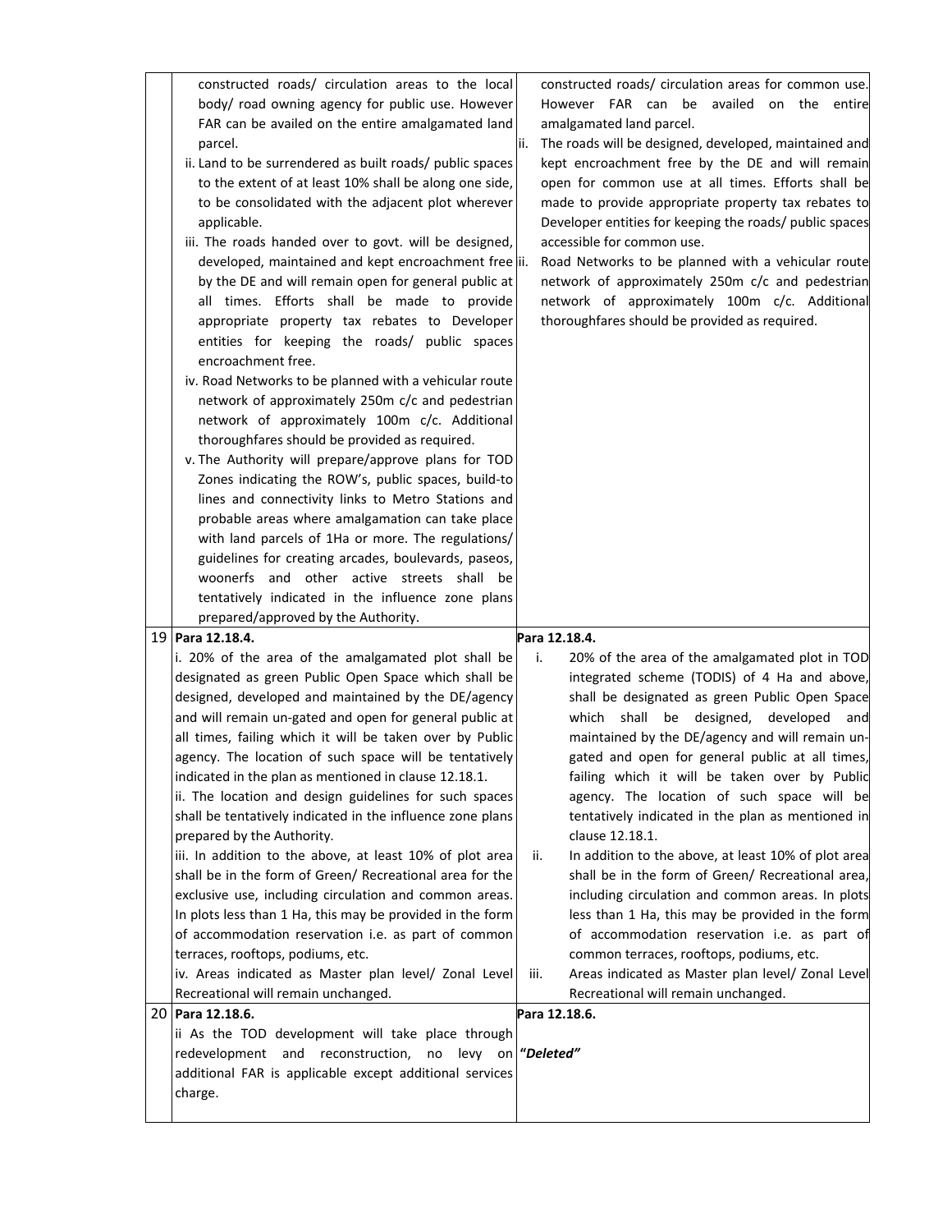| | | |
|---|---|---|
| | constructed roads/ circulation areas to the local body/ road owning agency for public use. However FAR can be availed on the entire amalgamated land parcel.<br>ii. Land to be surrendered as built roads/ public spaces to the extent of at least 10% shall be along one side, to be consolidated with the adjacent plot wherever applicable.<br>iii. The roads handed over to govt. will be designed, developed, maintained and kept encroachment free by the DE and will remain open for general public at all times. Efforts shall be made to provide appropriate property tax rebates to Developer entities for keeping the roads/ public spaces encroachment free.<br>iv. Road Networks to be planned with a vehicular route network of approximately 250m c/c and pedestrian network of approximately 100m c/c. Additional thoroughfares should be provided as required.<br>v. The Authority will prepare/approve plans for TOD Zones indicating the ROW's, public spaces, build-to lines and connectivity links to Metro Stations and probable areas where amalgamation can take place with land parcels of 1Ha or more. The regulations/ guidelines for creating arcades, boulevards, paseos, woonerfs and other active streets shall be tentatively indicated in the influence zone plans prepared/approved by the Authority. | constructed roads/ circulation areas for common use. However FAR can be availed on the entire amalgamated land parcel.<br>ii. The roads will be designed, developed, maintained and kept encroachment free by the DE and will remain open for common use at all times. Efforts shall be made to provide appropriate property tax rebates to Developer entities for keeping the roads/ public spaces accessible for common use.<br>ii. Road Networks to be planned with a vehicular route network of approximately 250m c/c and pedestrian network of approximately 100m c/c. Additional thoroughfares should be provided as required. |
| 19 | **Para 12.18.4.**<br>i. 20% of the area of the amalgamated plot shall be designated as green Public Open Space which shall be designed, developed and maintained by the DE/agency and will remain un-gated and open for general public at all times, failing which it will be taken over by Public agency. The location of such space will be tentatively indicated in the plan as mentioned in clause 12.18.1.<br>ii. The location and design guidelines for such spaces shall be tentatively indicated in the influence zone plans prepared by the Authority.<br>iii. In addition to the above, at least 10% of plot area shall be in the form of Green/ Recreational area for the exclusive use, including circulation and common areas. In plots less than 1 Ha, this may be provided in the form of accommodation reservation i.e. as part of common terraces, rooftops, podiums, etc.<br>iv. Areas indicated as Master plan level/ Zonal Level Recreational will remain unchanged. | **Para 12.18.4.**<br>i. 20% of the area of the amalgamated plot in TOD integrated scheme (TODIS) of 4 Ha and above, shall be designated as green Public Open Space which shall be designed, developed and maintained by the DE/agency and will remain un-gated and open for general public at all times, failing which it will be taken over by Public agency. The location of such space will be tentatively indicated in the plan as mentioned in clause 12.18.1.<br>ii. In addition to the above, at least 10% of plot area shall be in the form of Green/ Recreational area, including circulation and common areas. In plots less than 1 Ha, this may be provided in the form of accommodation reservation i.e. as part of common terraces, rooftops, podiums, etc.<br>iii. Areas indicated as Master plan level/ Zonal Level Recreational will remain unchanged. |
| 20 | **Para 12.18.6.**<br>ii As the TOD development will take place through redevelopment and reconstruction, no levy on additional FAR is applicable except additional services charge. | **Para 12.18.6.**<br>***"Deleted"*** |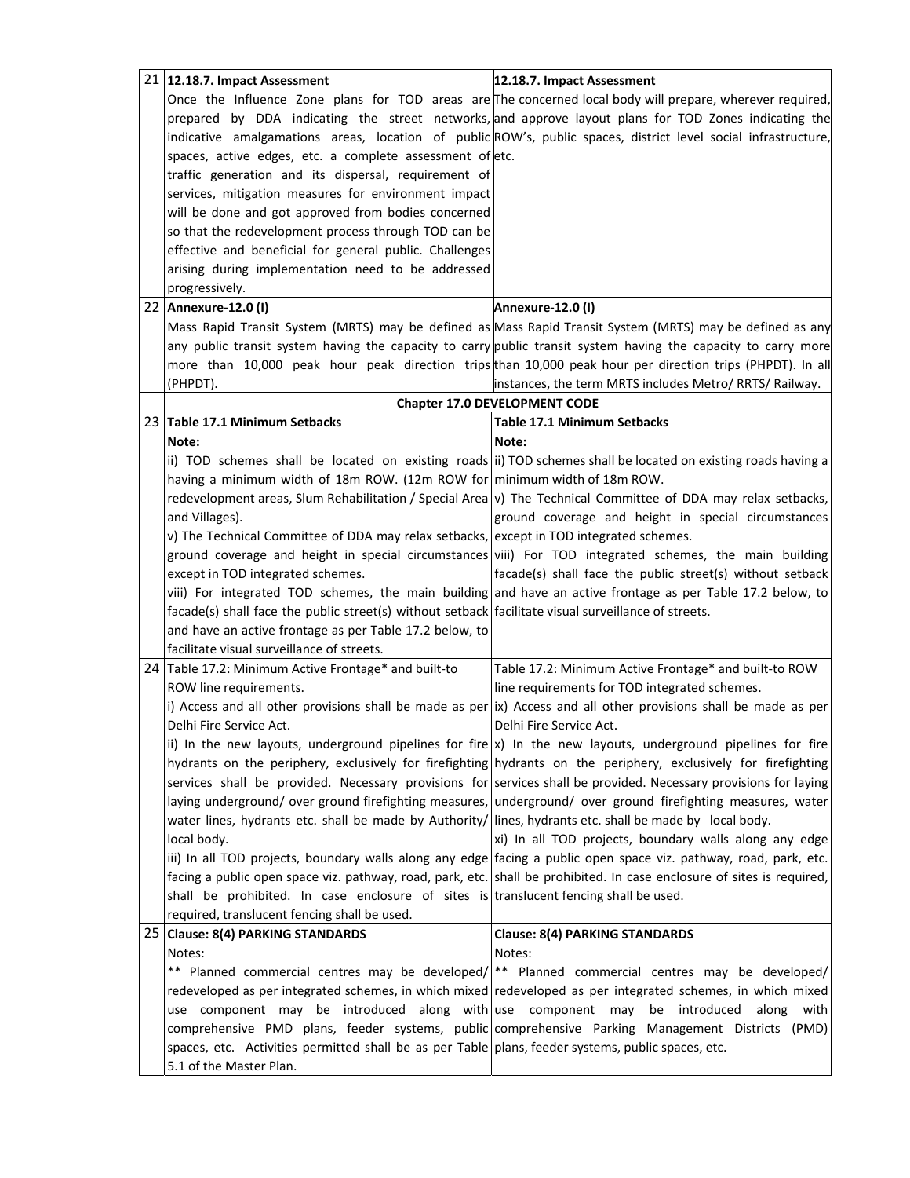| | | |
|---|---|---|
| 21 | **12.18.7. Impact Assessment**<br>Once the Influence Zone plans for TOD areas are prepared by DDA indicating the street networks, indicative amalgamations areas, location of public spaces, active edges, etc. a complete assessment of traffic generation and its dispersal, requirement of services, mitigation measures for environment impact will be done and got approved from bodies concerned so that the redevelopment process through TOD can be effective and beneficial for general public. Challenges arising during implementation need to be addressed progressively. | **12.18.7. Impact Assessment**<br>The concerned local body will prepare, wherever required, and approve layout plans for TOD Zones indicating the ROW's, public spaces, district level social infrastructure, etc. |
| 22 | **Annexure-12.0 (I)**<br>Mass Rapid Transit System (MRTS) may be defined as any public transit system having the capacity to carry more than 10,000 peak hour peak direction trips (PHPDT). | **Annexure-12.0 (I)**<br>Mass Rapid Transit System (MRTS) may be defined as any public transit system having the capacity to carry more than 10,000 peak hour per direction trips (PHPDT). In all instances, the term MRTS includes Metro/ RRTS/ Railway. |
| | **Chapter 17.0 DEVELOPMENT CODE** | |
| 23 | **Table 17.1 Minimum Setbacks**<br>**Note:**<br>ii) TOD schemes shall be located on existing roads having a minimum width of 18m ROW. (12m ROW for redevelopment areas, Slum Rehabilitation / Special Area and Villages).<br>v) The Technical Committee of DDA may relax setbacks, ground coverage and height in special circumstances except in TOD integrated schemes.<br>viii) For integrated TOD schemes, the main building facade(s) shall face the public street(s) without setback and have an active frontage as per Table 17.2 below, to facilitate visual surveillance of streets. | **Table 17.1 Minimum Setbacks**<br>**Note:**<br>ii) TOD schemes shall be located on existing roads having a minimum width of 18m ROW.<br>v) The Technical Committee of DDA may relax setbacks, ground coverage and height in special circumstances except in TOD integrated schemes.<br>viii) For TOD integrated schemes, the main building facade(s) shall face the public street(s) without setback and have an active frontage as per Table 17.2 below, to facilitate visual surveillance of streets. |
| 24 | Table 17.2: Minimum Active Frontage* and built-to ROW line requirements.<br>i) Access and all other provisions shall be made as per Delhi Fire Service Act.<br>ii) In the new layouts, underground pipelines for fire hydrants on the periphery, exclusively for firefighting services shall be provided. Necessary provisions for laying underground/ over ground firefighting measures, water lines, hydrants etc. shall be made by Authority/ local body.<br>iii) In all TOD projects, boundary walls along any edge facing a public open space viz. pathway, road, park, etc. shall be prohibited. In case enclosure of sites is required, translucent fencing shall be used. | Table 17.2: Minimum Active Frontage* and built-to ROW line requirements for TOD integrated schemes.<br>ix) Access and all other provisions shall be made as per Delhi Fire Service Act.<br>x) In the new layouts, underground pipelines for fire hydrants on the periphery, exclusively for firefighting services shall be provided. Necessary provisions for laying underground/ over ground firefighting measures, water lines, hydrants etc. shall be made by local body.<br>xi) In all TOD projects, boundary walls along any edge facing a public open space viz. pathway, road, park, etc. shall be prohibited. In case enclosure of sites is required, translucent fencing shall be used. |
| 25 | **Clause: 8(4) PARKING STANDARDS**<br>Notes:<br>** Planned commercial centres may be developed/ redeveloped as per integrated schemes, in which mixed use component may be introduced along with comprehensive PMD plans, feeder systems, public spaces, etc. Activities permitted shall be as per Table 5.1 of the Master Plan. | **Clause: 8(4) PARKING STANDARDS**<br>Notes:<br>** Planned commercial centres may be developed/ redeveloped as per integrated schemes, in which mixed use component may be introduced along with comprehensive Parking Management Districts (PMD) plans, feeder systems, public spaces, etc. |